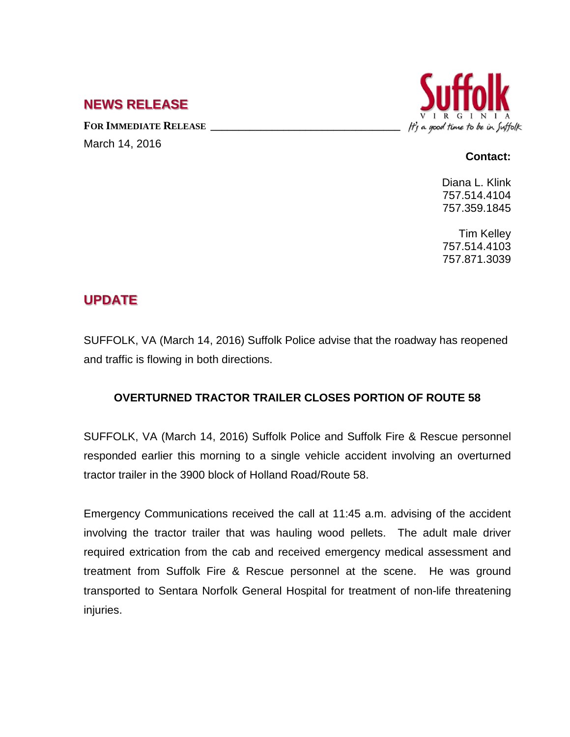## NEWS RELEASE

**FOR IMMEDIATE RELEASE**

March 14, 2016

Suffolk
VIRGINIA
It's a good time to be in Suffolk

**Contact:**

Diana L. Klink
757.514.4104
757.359.1845

Tim Kelley
757.514.4103
757.871.3039

## UPDATE

SUFFOLK, VA (March 14, 2016) Suffolk Police advise that the roadway has reopened and traffic is flowing in both directions.

**OVERTURNED TRACTOR TRAILER CLOSES PORTION OF ROUTE 58**

SUFFOLK, VA (March 14, 2016) Suffolk Police and Suffolk Fire & Rescue personnel responded earlier this morning to a single vehicle accident involving an overturned tractor trailer in the 3900 block of Holland Road/Route 58.

Emergency Communications received the call at 11:45 a.m. advising of the accident involving the tractor trailer that was hauling wood pellets. The adult male driver required extrication from the cab and received emergency medical assessment and treatment from Suffolk Fire & Rescue personnel at the scene. He was ground transported to Sentara Norfolk General Hospital for treatment of non-life threatening injuries.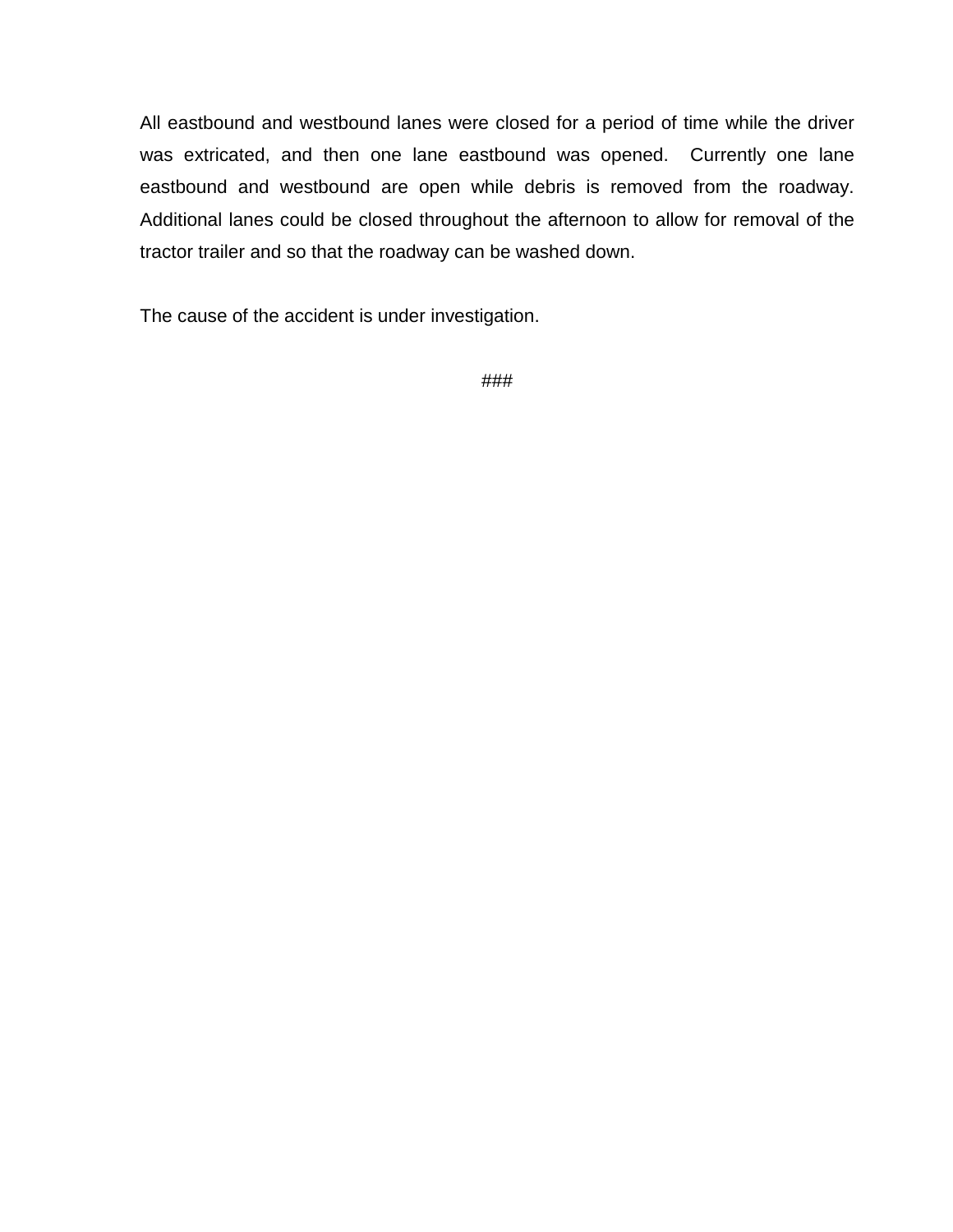All eastbound and westbound lanes were closed for a period of time while the driver was extricated, and then one lane eastbound was opened. Currently one lane eastbound and westbound are open while debris is removed from the roadway. Additional lanes could be closed throughout the afternoon to allow for removal of the tractor trailer and so that the roadway can be washed down.

The cause of the accident is under investigation.

###